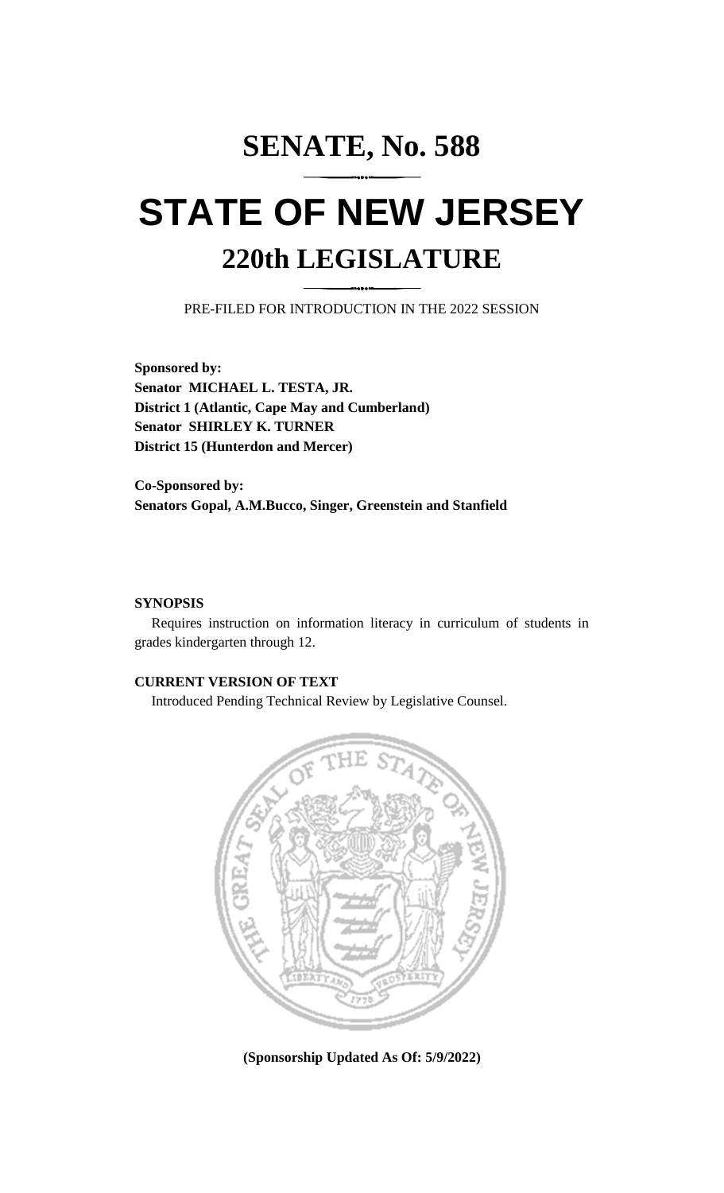# SENATE, No. 588

# STATE OF NEW JERSEY

## 220th LEGISLATURE

PRE-FILED FOR INTRODUCTION IN THE 2022 SESSION

**Sponsored by:**
**Senator MICHAEL L. TESTA, JR.**
**District 1 (Atlantic, Cape May and Cumberland)**
**Senator SHIRLEY K. TURNER**
**District 15 (Hunterdon and Mercer)**

**Co-Sponsored by:**
**Senators Gopal, A.M.Bucco, Singer, Greenstein and Stanfield**

**SYNOPSIS**

Requires instruction on information literacy in curriculum of students in grades kindergarten through 12.

**CURRENT VERSION OF TEXT**

Introduced Pending Technical Review by Legislative Counsel.

**(Sponsorship Updated As Of: 5/9/2022)**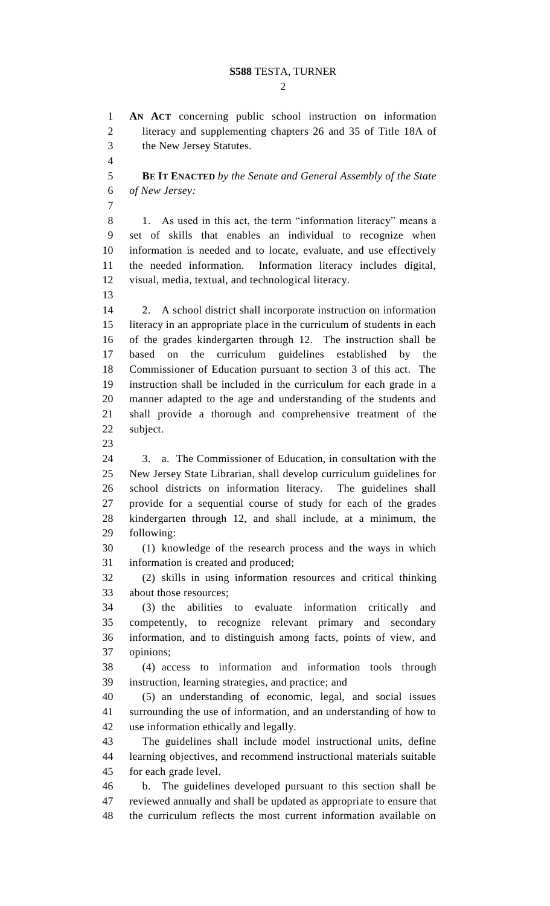**AN ACT** concerning public school instruction on information literacy and supplementing chapters 26 and 35 of Title 18A of the New Jersey Statutes.

**BE IT ENACTED** *by the Senate and General Assembly of the State of New Jersey:*

1. As used in this act, the term "information literacy" means a set of skills that enables an individual to recognize when information is needed and to locate, evaluate, and use effectively the needed information. Information literacy includes digital, visual, media, textual, and technological literacy.

2. A school district shall incorporate instruction on information literacy in an appropriate place in the curriculum of students in each of the grades kindergarten through 12. The instruction shall be based on the curriculum guidelines established by the Commissioner of Education pursuant to section 3 of this act. The instruction shall be included in the curriculum for each grade in a manner adapted to the age and understanding of the students and shall provide a thorough and comprehensive treatment of the subject.

3. a. The Commissioner of Education, in consultation with the New Jersey State Librarian, shall develop curriculum guidelines for school districts on information literacy. The guidelines shall provide for a sequential course of study for each of the grades kindergarten through 12, and shall include, at a minimum, the following:

(1) knowledge of the research process and the ways in which information is created and produced;

(2) skills in using information resources and critical thinking about those resources;

(3) the abilities to evaluate information critically and competently, to recognize relevant primary and secondary information, and to distinguish among facts, points of view, and opinions;

(4) access to information and information tools through instruction, learning strategies, and practice; and

(5) an understanding of economic, legal, and social issues surrounding the use of information, and an understanding of how to use information ethically and legally.

The guidelines shall include model instructional units, define learning objectives, and recommend instructional materials suitable for each grade level.

b. The guidelines developed pursuant to this section shall be reviewed annually and shall be updated as appropriate to ensure that the curriculum reflects the most current information available on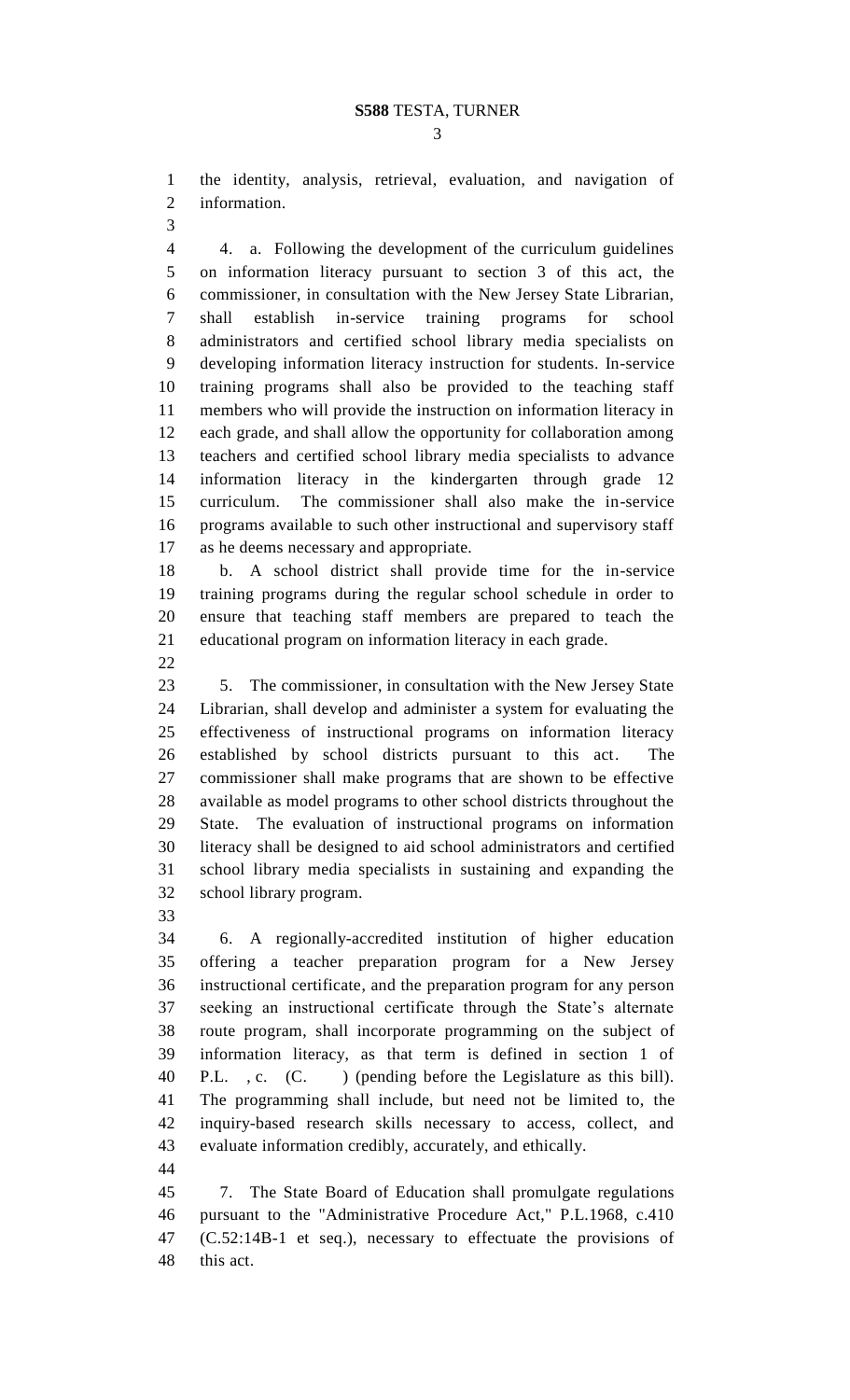the identity, analysis, retrieval, evaluation, and navigation of information.

4. a. Following the development of the curriculum guidelines on information literacy pursuant to section 3 of this act, the commissioner, in consultation with the New Jersey State Librarian, shall establish in-service training programs for school administrators and certified school library media specialists on developing information literacy instruction for students. In-service training programs shall also be provided to the teaching staff members who will provide the instruction on information literacy in each grade, and shall allow the opportunity for collaboration among teachers and certified school library media specialists to advance information literacy in the kindergarten through grade 12 curriculum. The commissioner shall also make the in-service programs available to such other instructional and supervisory staff as he deems necessary and appropriate.

b. A school district shall provide time for the in-service training programs during the regular school schedule in order to ensure that teaching staff members are prepared to teach the educational program on information literacy in each grade.

5. The commissioner, in consultation with the New Jersey State Librarian, shall develop and administer a system for evaluating the effectiveness of instructional programs on information literacy established by school districts pursuant to this act. The commissioner shall make programs that are shown to be effective available as model programs to other school districts throughout the State. The evaluation of instructional programs on information literacy shall be designed to aid school administrators and certified school library media specialists in sustaining and expanding the school library program.

6. A regionally-accredited institution of higher education offering a teacher preparation program for a New Jersey instructional certificate, and the preparation program for any person seeking an instructional certificate through the State's alternate route program, shall incorporate programming on the subject of information literacy, as that term is defined in section 1 of P.L. , c. (C. ) (pending before the Legislature as this bill). The programming shall include, but need not be limited to, the inquiry-based research skills necessary to access, collect, and evaluate information credibly, accurately, and ethically.

7. The State Board of Education shall promulgate regulations pursuant to the "Administrative Procedure Act," P.L.1968, c.410 (C.52:14B-1 et seq.), necessary to effectuate the provisions of this act.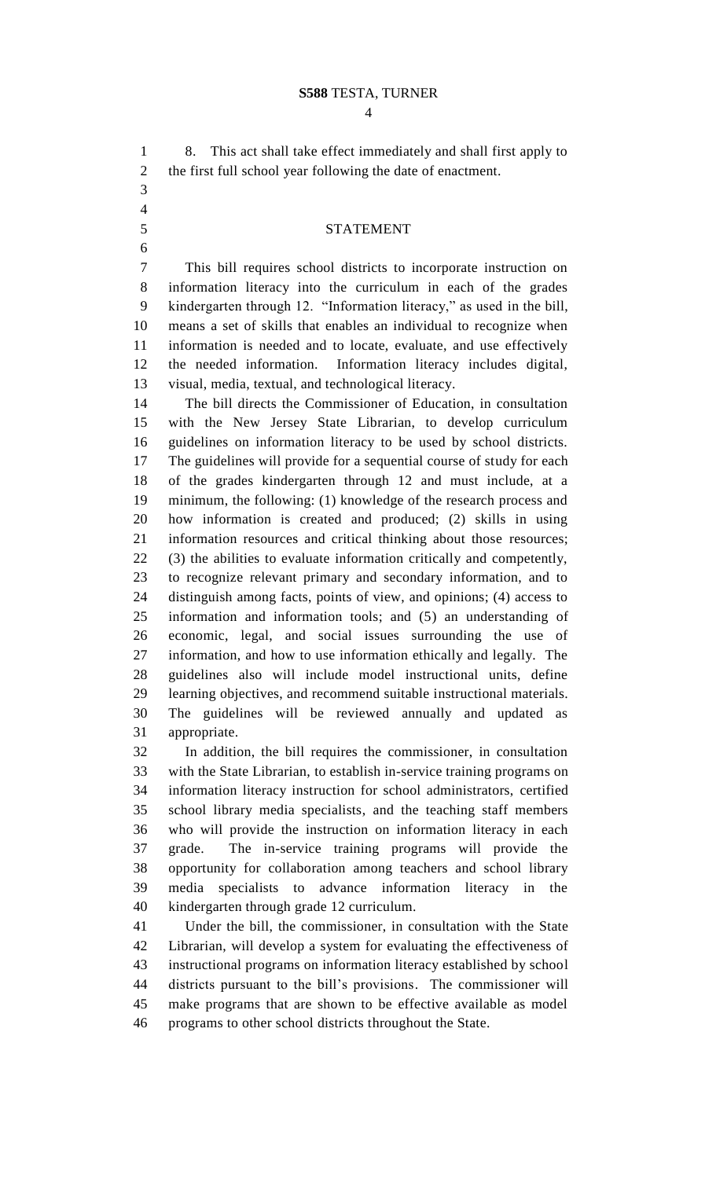8. This act shall take effect immediately and shall first apply to the first full school year following the date of enactment.

## STATEMENT

This bill requires school districts to incorporate instruction on information literacy into the curriculum in each of the grades kindergarten through 12. "Information literacy," as used in the bill, means a set of skills that enables an individual to recognize when information is needed and to locate, evaluate, and use effectively the needed information. Information literacy includes digital, visual, media, textual, and technological literacy.

The bill directs the Commissioner of Education, in consultation with the New Jersey State Librarian, to develop curriculum guidelines on information literacy to be used by school districts. The guidelines will provide for a sequential course of study for each of the grades kindergarten through 12 and must include, at a minimum, the following: (1) knowledge of the research process and how information is created and produced; (2) skills in using information resources and critical thinking about those resources; (3) the abilities to evaluate information critically and competently, to recognize relevant primary and secondary information, and to distinguish among facts, points of view, and opinions; (4) access to information and information tools; and (5) an understanding of economic, legal, and social issues surrounding the use of information, and how to use information ethically and legally. The guidelines also will include model instructional units, define learning objectives, and recommend suitable instructional materials. The guidelines will be reviewed annually and updated as appropriate.

In addition, the bill requires the commissioner, in consultation with the State Librarian, to establish in-service training programs on information literacy instruction for school administrators, certified school library media specialists, and the teaching staff members who will provide the instruction on information literacy in each grade. The in-service training programs will provide the opportunity for collaboration among teachers and school library media specialists to advance information literacy in the kindergarten through grade 12 curriculum.

Under the bill, the commissioner, in consultation with the State Librarian, will develop a system for evaluating the effectiveness of instructional programs on information literacy established by school districts pursuant to the bill's provisions. The commissioner will make programs that are shown to be effective available as model programs to other school districts throughout the State.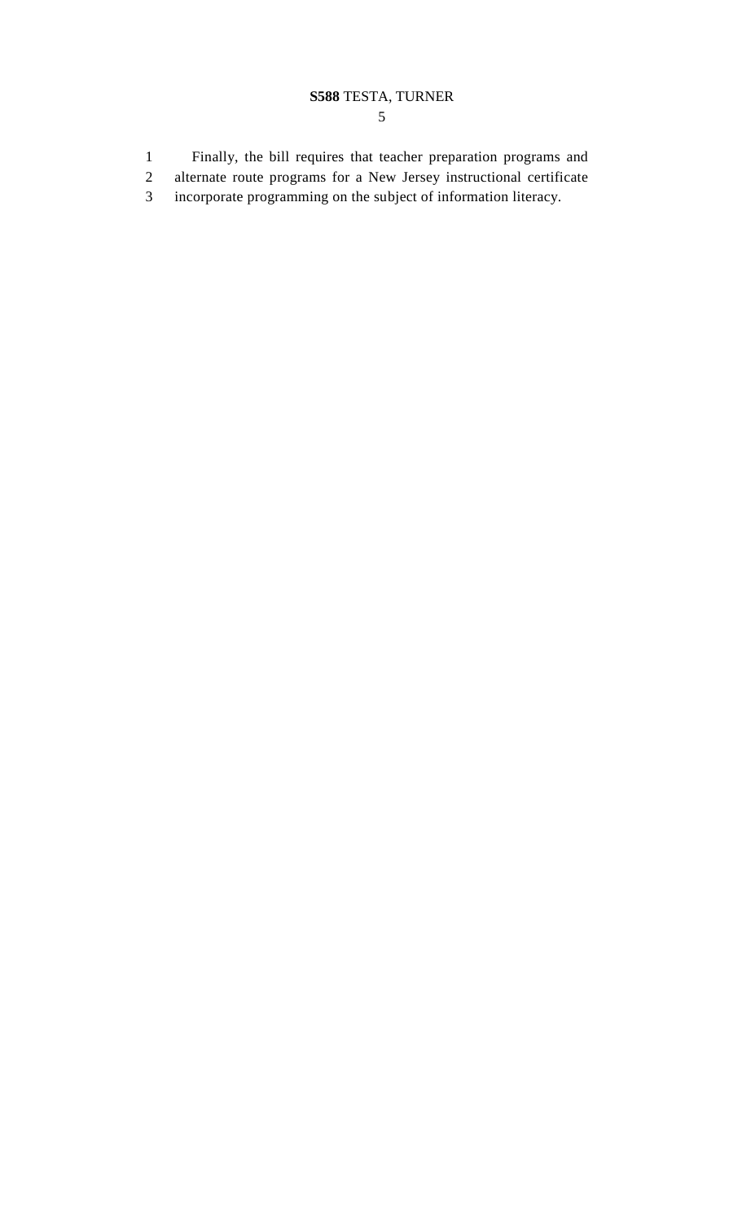Finally, the bill requires that teacher preparation programs and alternate route programs for a New Jersey instructional certificate incorporate programming on the subject of information literacy.